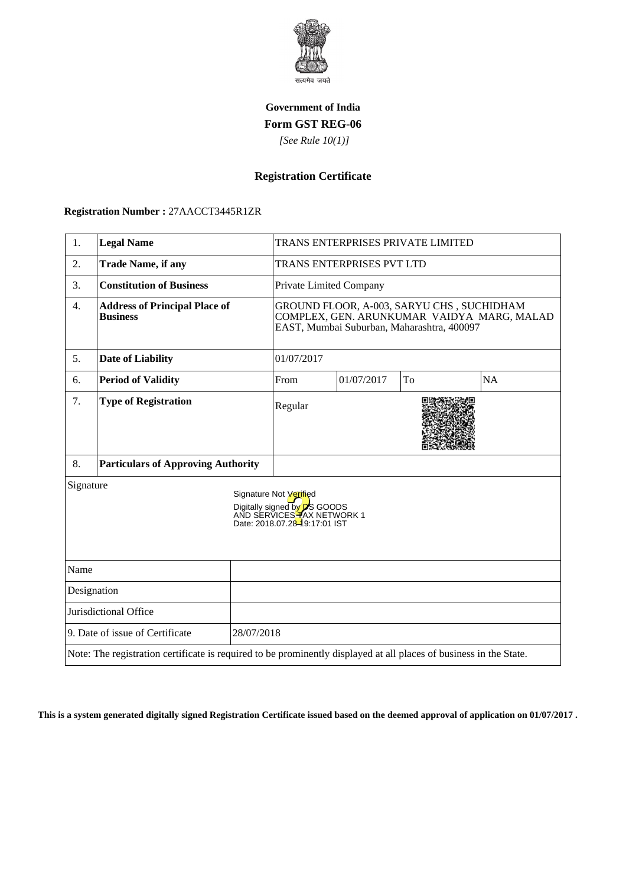**Government of India**

**Form GST REG-06**

*[See Rule 10(1)]*

## Registration Certificate

**Registration Number :** 27AACCT3445R1ZR

| 1. | **Legal Name** | TRANS ENTERPRISES PRIVATE LIMITED | | | |
|---|---|---|---|---|---|
| 2. | **Trade Name, if any** | TRANS ENTERPRISES PVT LTD | | | |
| 3. | **Constitution of Business** | Private Limited Company | | | |
| 4. | **Address of Principal Place of Business** | GROUND FLOOR, A-003, SARYU CHS , SUCHIDHAM COMPLEX, GEN. ARUNKUMAR VAIDYA MARG, MALAD EAST, Mumbai Suburban, Maharashtra, 400097 | | | |
| 5. | **Date of Liability** | 01/07/2017 | | | |
| 6. | **Period of Validity** | From | 01/07/2017 | To | NA |
| 7. | **Type of Registration** | Regular | | | |
| 8. | **Particulars of Approving Authority** | | | | |

Signature

Signature Not Verified
Digitally signed by DS GOODS AND SERVICES TAX NETWORK 1
Date: 2018.07.28 19:17:01 IST

| Name | |
|---|---|
| Designation | |
| Jurisdictional Office | |
| 9. Date of issue of Certificate | 28/07/2018 |

Note: The registration certificate is required to be prominently displayed at all places of business in the State.

**This is a system generated digitally signed Registration Certificate issued based on the deemed approval of application on 01/07/2017 .**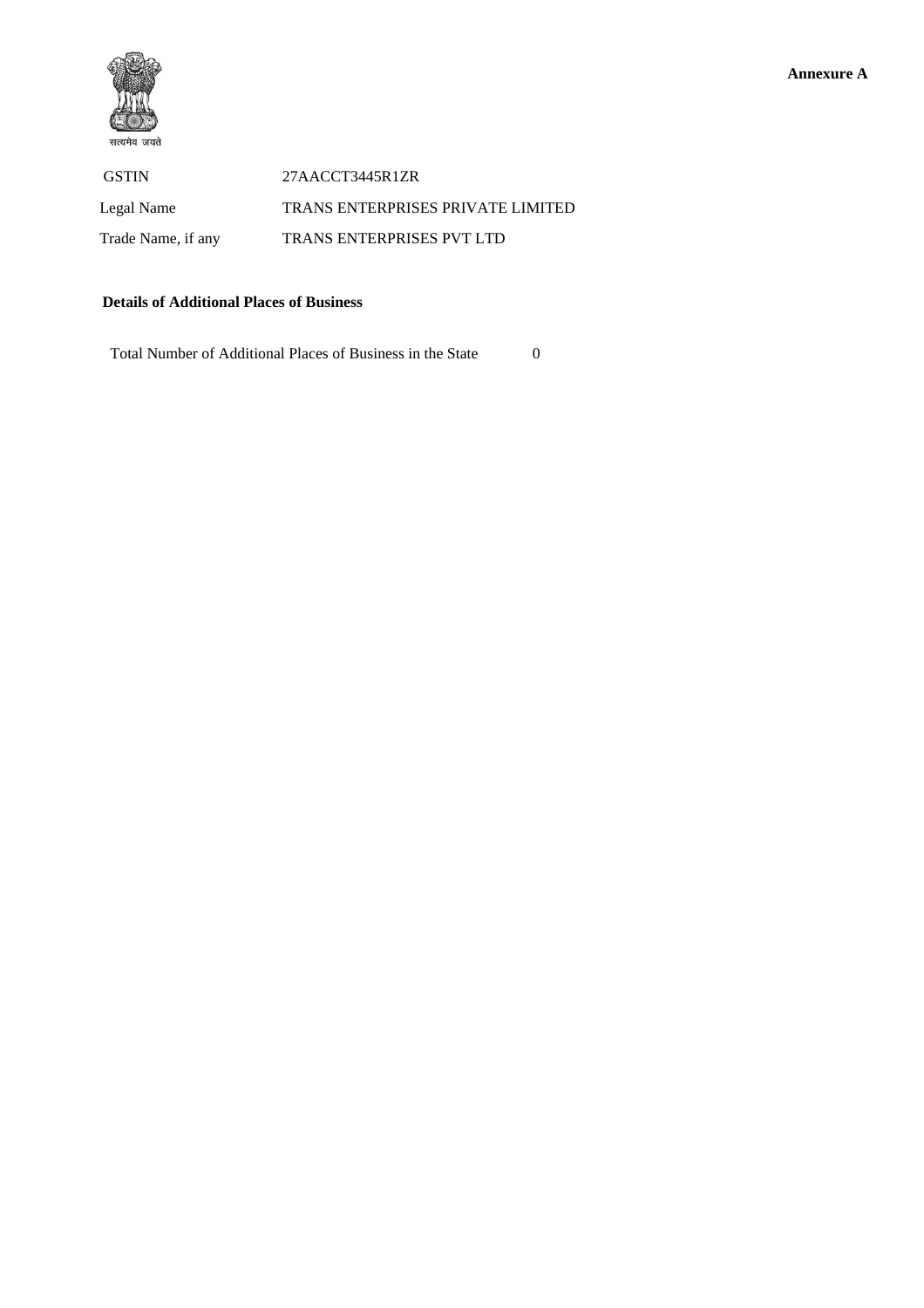**Annexure A**

सत्यमेव जयते

| | |
|---|---|
| GSTIN | 27AACCT3445R1ZR |
| Legal Name | TRANS ENTERPRISES PRIVATE LIMITED |
| Trade Name, if any | TRANS ENTERPRISES PVT LTD |

**Details of Additional Places of Business**

Total Number of Additional Places of Business in the State 0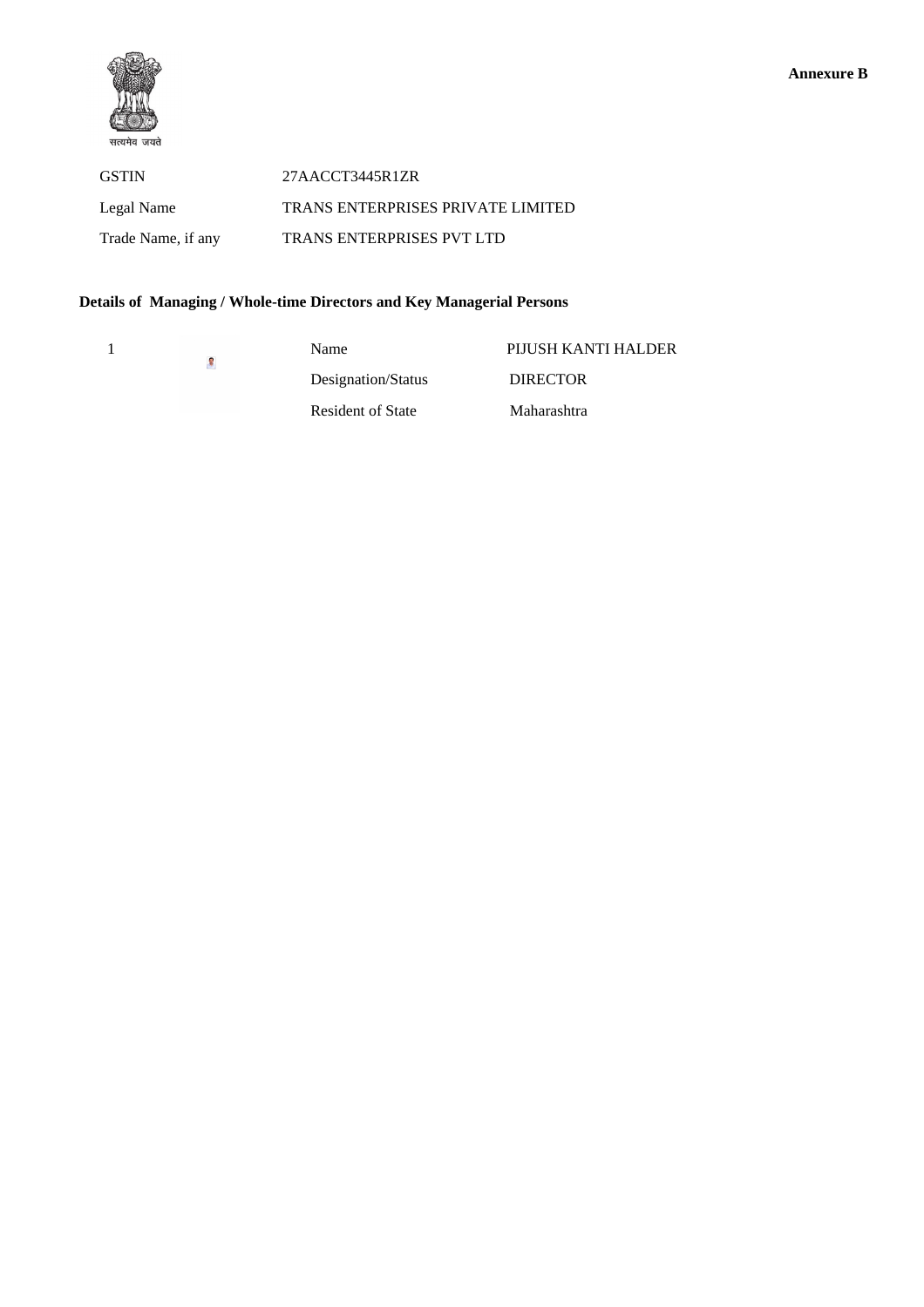**Annexure B**

| | |
|---|---|
| GSTIN | 27AACCT3445R1ZR |
| Legal Name | TRANS ENTERPRISES PRIVATE LIMITED |
| Trade Name, if any | TRANS ENTERPRISES PVT LTD |

**Details of Managing / Whole-time Directors and Key Managerial Persons**

| | | |
|---|---|---|
| 1 | Name | PIJUSH KANTI HALDER |
| | Designation/Status | DIRECTOR |
| | Resident of State | Maharashtra |